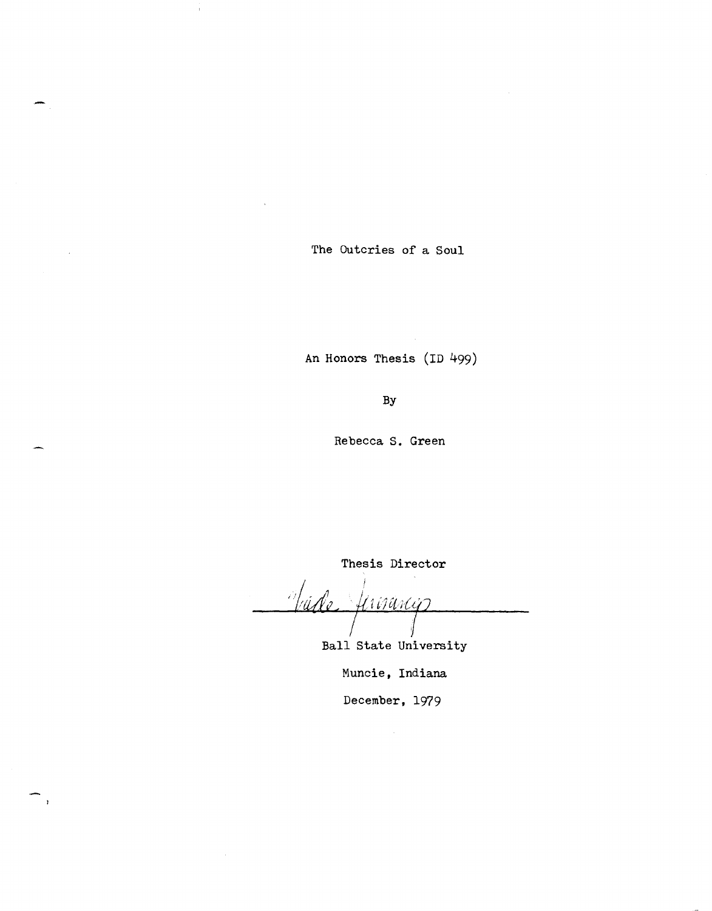# The Outcries of a Soul

An Honors Thesis (ID 499)

By

Rebecca S. Green

Thesis Director

Ball State University

Muncie, Indiana

December, 1979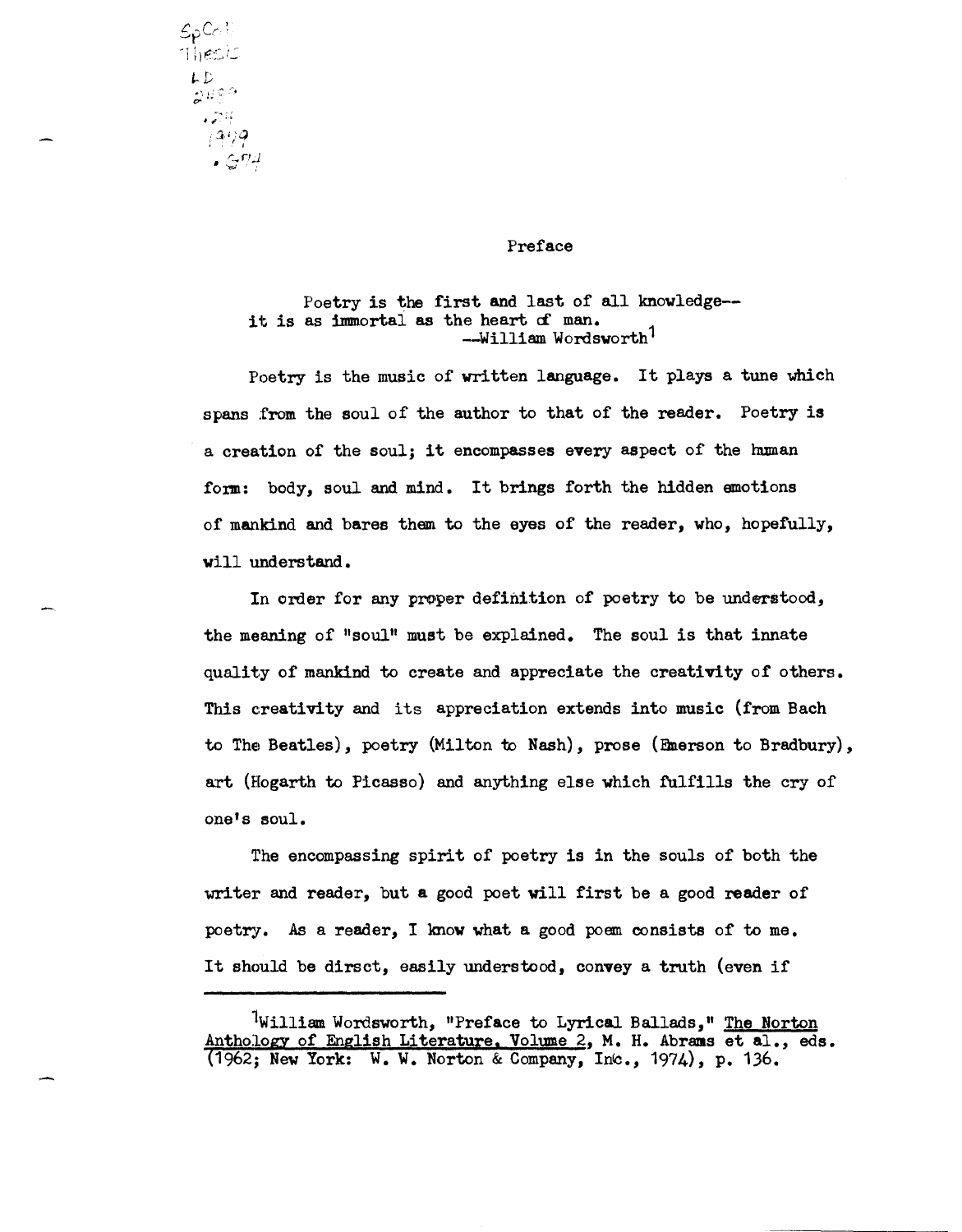SpColl Thesis LD 2489 .Z4 1979 .G74

# Preface

> Poetry is the first and last of all knowledge--
> it is as immortal as the heart of man.
> --William Wordsworth[1]

Poetry is the music of written language. It plays a tune which spans from the soul of the author to that of the reader. Poetry is a creation of the soul; it encompasses every aspect of the human form: body, soul and mind. It brings forth the hidden emotions of mankind and bares them to the eyes of the reader, who, hopefully, will understand.

In order for any proper definition of poetry to be understood, the meaning of "soul" must be explained. The soul is that innate quality of mankind to create and appreciate the creativity of others. This creativity and its appreciation extends into music (from Bach to The Beatles), poetry (Milton to Nash), prose (Emerson to Bradbury), art (Hogarth to Picasso) and anything else which fulfills the cry of one's soul.

The encompassing spirit of poetry is in the souls of both the writer and reader, but a good poet will first be a good reader of poetry. As a reader, I know what a good poem consists of to me. It should be dirsct, easily understood, convey a truth (even if

---

[1] William Wordsworth, "Preface to Lyrical Ballads," The Norton Anthology of English Literature, Volume 2, M. H. Abrams et al., eds. (1962; New York: W. W. Norton & Company, Inc., 1974), p. 136.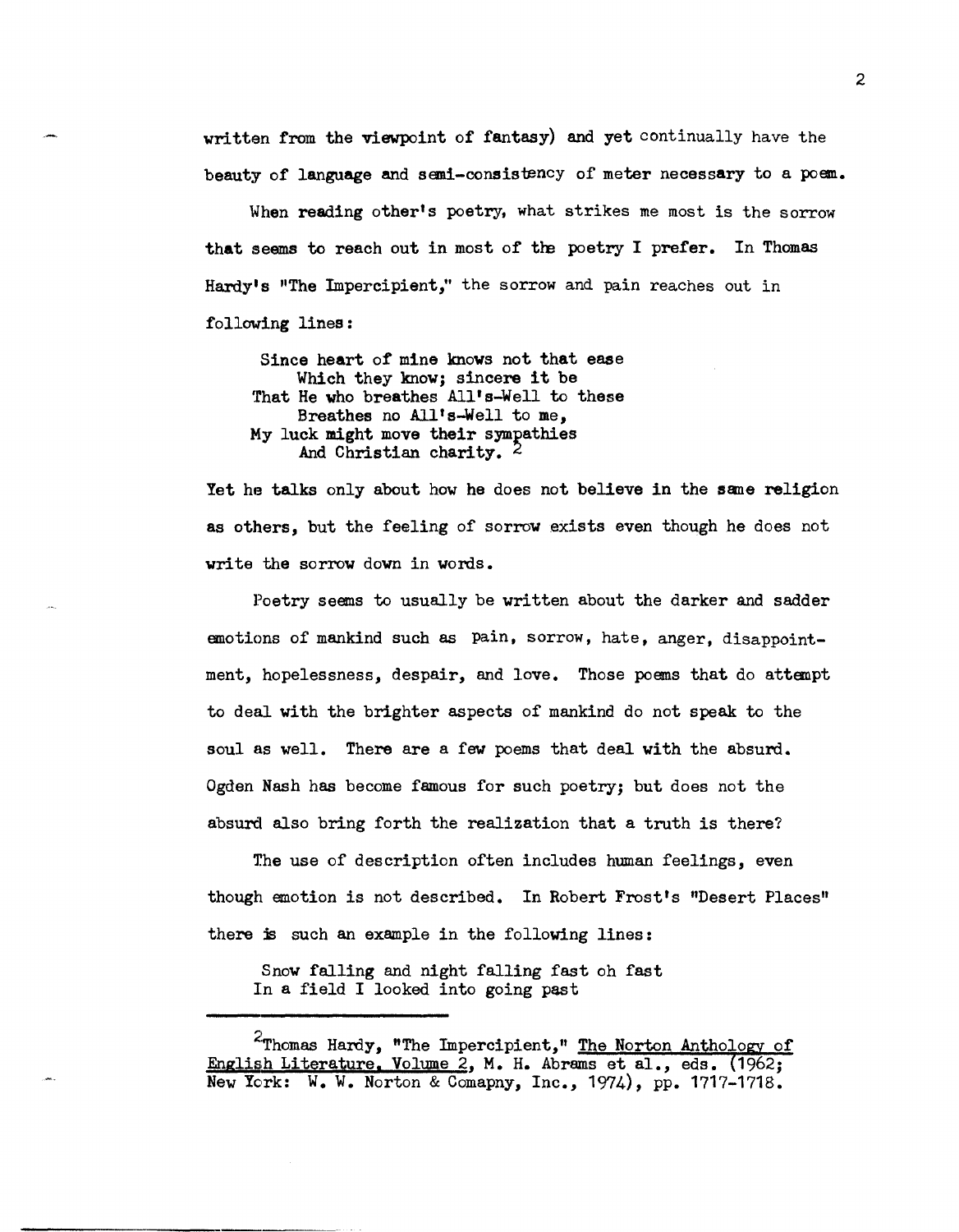written from the viewpoint of fantasy) and yet continually have the beauty of language and semi-consistency of meter necessary to a poem.

When reading other's poetry, what strikes me most is the sorrow that seems to reach out in most of the poetry I prefer. In Thomas Hardy's "The Impercipient," the sorrow and pain reaches out in following lines:

> Since heart of mine knows not that ease
> Which they know; sincere it be
> That He who breathes All's-Well to these
> Breathes no All's-Well to me,
> My luck might move their sympathies
> And Christian charity. [2]

Yet he talks only about how he does not believe in the same religion as others, but the feeling of sorrow exists even though he does not write the sorrow down in words.

Poetry seems to usually be written about the darker and sadder emotions of mankind such as pain, sorrow, hate, anger, disappointment, hopelessness, despair, and love. Those poems that do attempt to deal with the brighter aspects of mankind do not speak to the soul as well. There are a few poems that deal with the absurd. Ogden Nash has become famous for such poetry; but does not the absurd also bring forth the realization that a truth is there?

The use of description often includes human feelings, even though emotion is not described. In Robert Frost's "Desert Places" there is such an example in the following lines:

> Snow falling and night falling fast oh fast
> In a field I looked into going past

---

[2] Thomas Hardy, "The Impercipient," The Norton Anthology of English Literature, Volume 2, M. H. Abrams et al., eds. (1962; New York: W. W. Norton & Comapny, Inc., 1974), pp. 1717-1718.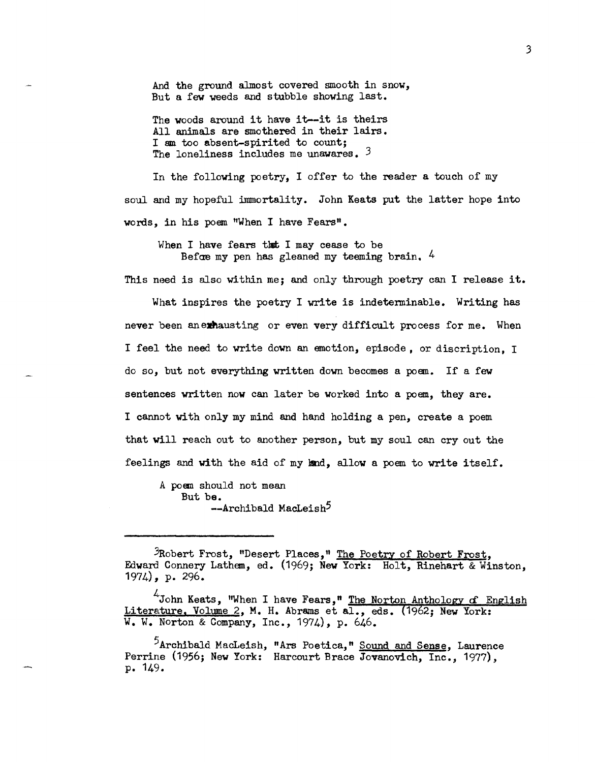And the ground almost covered smooth in snow,
But a few weeds and stubble showing last.

The woods around it have it--it is theirs
All animals are smothered in their lairs.
I am too absent-spirited to count;
The loneliness includes me unawares. [3]

In the following poetry, I offer to the reader a touch of my soul and my hopeful immortality. John Keats put the latter hope into words, in his poem "When I have Fears".

> When I have fears that I may cease to be
> Before my pen has gleaned my teeming brain. [4]

This need is also within me; and only through poetry can I release it.

What inspires the poetry I write is indeterminable. Writing has never been an exhausting or even very difficult process for me. When I feel the need to write down an emotion, episode, or discription, I do so, but not everything written down becomes a poem. If a few sentences written now can later be worked into a poem, they are. I cannot with only my mind and hand holding a pen, create a poem that will reach out to another person, but my soul can cry out the feelings and with the aid of my hand, allow a poem to write itself.

> A poem should not mean
> But be.
> --Archibald MacLeish[5]

---

[3] Robert Frost, "Desert Places," The Poetry of Robert Frost, Edward Connery Lathem, ed. (1969; New York: Holt, Rinehart & Winston, 1974), p. 296.

[4] John Keats, "When I have Fears," The Norton Anthology of English Literature, Volume 2, M. H. Abrams et al., eds. (1962; New York: W. W. Norton & Company, Inc., 1974), p. 646.

[5] Archibald MacLeish, "Ars Poetica," Sound and Sense, Laurence Perrine (1956; New York: Harcourt Brace Jovanovich, Inc., 1977), p. 149.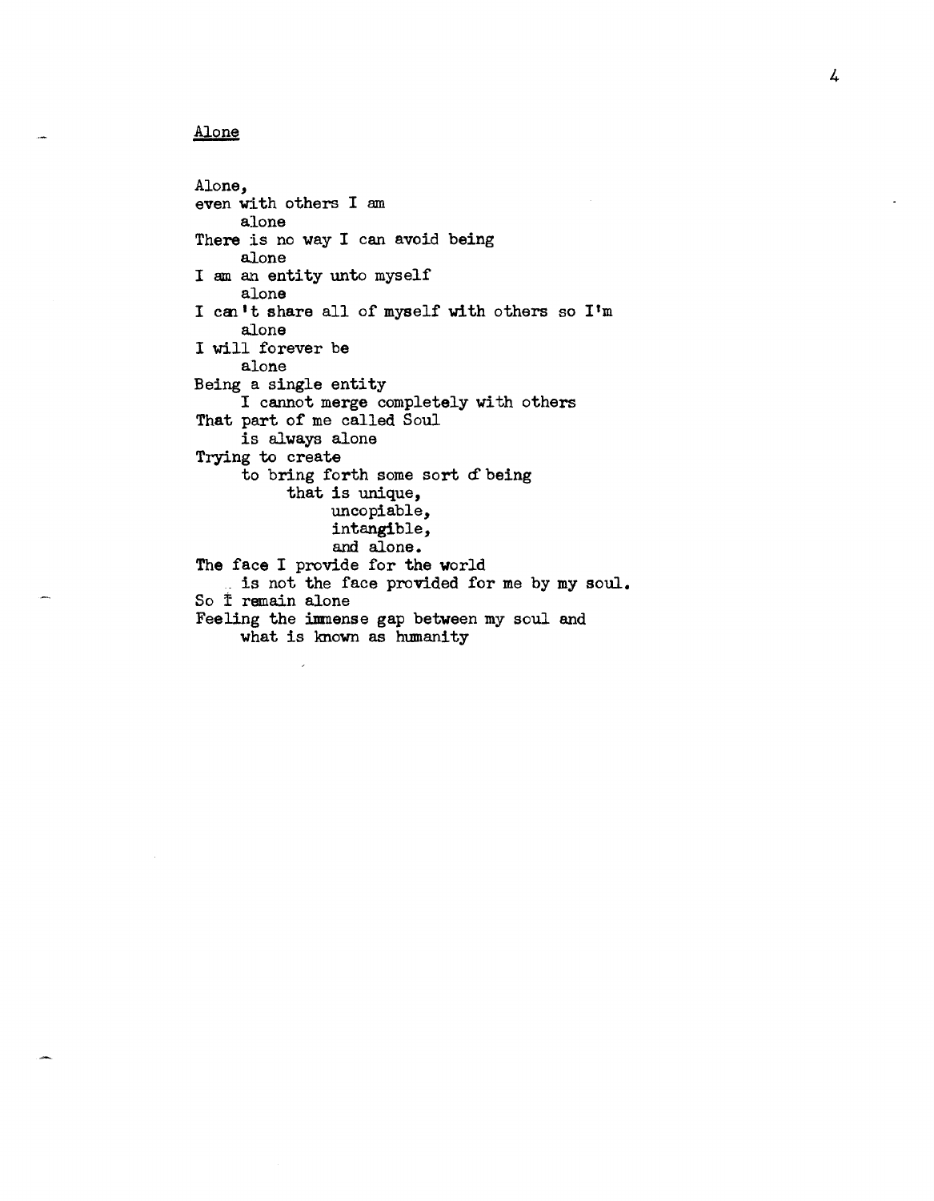## Alone

Alone,  
even with others I am  
&nbsp;&nbsp;&nbsp;&nbsp;&nbsp;alone  
There is no way I can avoid being  
&nbsp;&nbsp;&nbsp;&nbsp;&nbsp;alone  
I am an entity unto myself  
&nbsp;&nbsp;&nbsp;&nbsp;&nbsp;alone  
I can't share all of myself with others so I'm  
&nbsp;&nbsp;&nbsp;&nbsp;&nbsp;alone  
I will forever be  
&nbsp;&nbsp;&nbsp;&nbsp;&nbsp;alone  
Being a single entity  
&nbsp;&nbsp;&nbsp;&nbsp;&nbsp;I cannot merge completely with others  
That part of me called Soul  
&nbsp;&nbsp;&nbsp;&nbsp;&nbsp;is always alone  
Trying to create  
&nbsp;&nbsp;&nbsp;&nbsp;&nbsp;to bring forth some sort of being  
&nbsp;&nbsp;&nbsp;&nbsp;&nbsp;&nbsp;&nbsp;&nbsp;&nbsp;&nbsp;that is unique,  
&nbsp;&nbsp;&nbsp;&nbsp;&nbsp;&nbsp;&nbsp;&nbsp;&nbsp;&nbsp;&nbsp;&nbsp;&nbsp;&nbsp;&nbsp;uncopiable,  
&nbsp;&nbsp;&nbsp;&nbsp;&nbsp;&nbsp;&nbsp;&nbsp;&nbsp;&nbsp;&nbsp;&nbsp;&nbsp;&nbsp;&nbsp;intangible,  
&nbsp;&nbsp;&nbsp;&nbsp;&nbsp;&nbsp;&nbsp;&nbsp;&nbsp;&nbsp;&nbsp;&nbsp;&nbsp;&nbsp;&nbsp;and alone.  
The face I provide for the world  
&nbsp;&nbsp;&nbsp;&nbsp;&nbsp;is not the face provided for me by my soul.  
So I remain alone  
Feeling the immense gap between my soul and  
&nbsp;&nbsp;&nbsp;&nbsp;&nbsp;what is known as humanity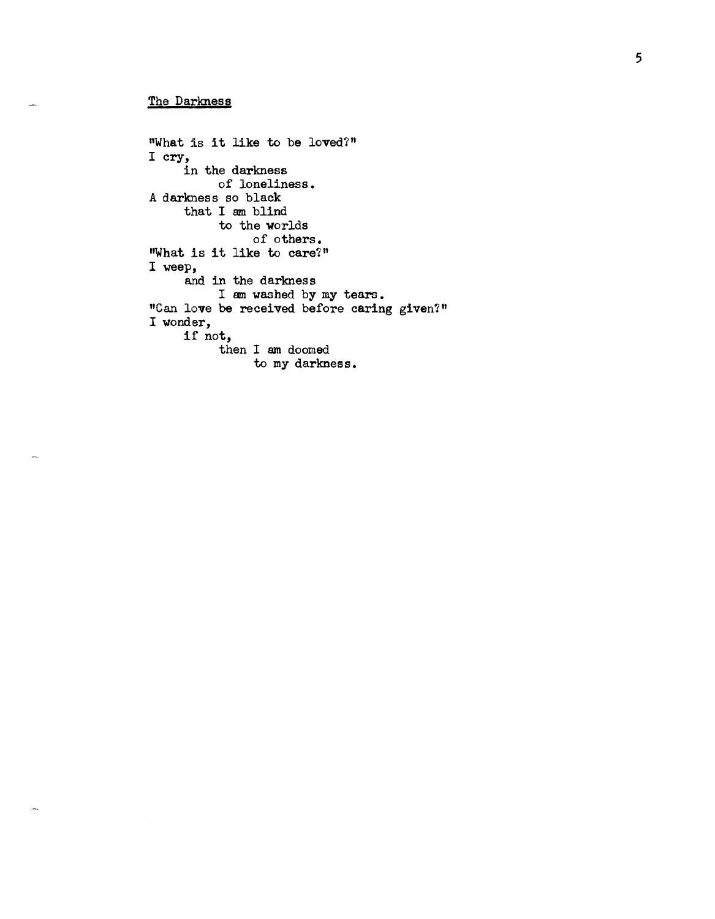## The Darkness

"What is it like to be loved?"
I cry,
&nbsp;&nbsp;&nbsp;&nbsp;in the darkness
&nbsp;&nbsp;&nbsp;&nbsp;&nbsp;&nbsp;&nbsp;&nbsp;of loneliness.
A darkness so black
&nbsp;&nbsp;&nbsp;&nbsp;that I am blind
&nbsp;&nbsp;&nbsp;&nbsp;&nbsp;&nbsp;&nbsp;&nbsp;to the worlds
&nbsp;&nbsp;&nbsp;&nbsp;&nbsp;&nbsp;&nbsp;&nbsp;&nbsp;&nbsp;&nbsp;&nbsp;of others.
"What is it like to care?"
I weep,
&nbsp;&nbsp;&nbsp;&nbsp;and in the darkness
&nbsp;&nbsp;&nbsp;&nbsp;&nbsp;&nbsp;&nbsp;&nbsp;I am washed by my tears.
"Can love be received before caring given?"
I wonder,
&nbsp;&nbsp;&nbsp;&nbsp;if not,
&nbsp;&nbsp;&nbsp;&nbsp;&nbsp;&nbsp;&nbsp;&nbsp;then I am doomed
&nbsp;&nbsp;&nbsp;&nbsp;&nbsp;&nbsp;&nbsp;&nbsp;&nbsp;&nbsp;&nbsp;&nbsp;to my darkness.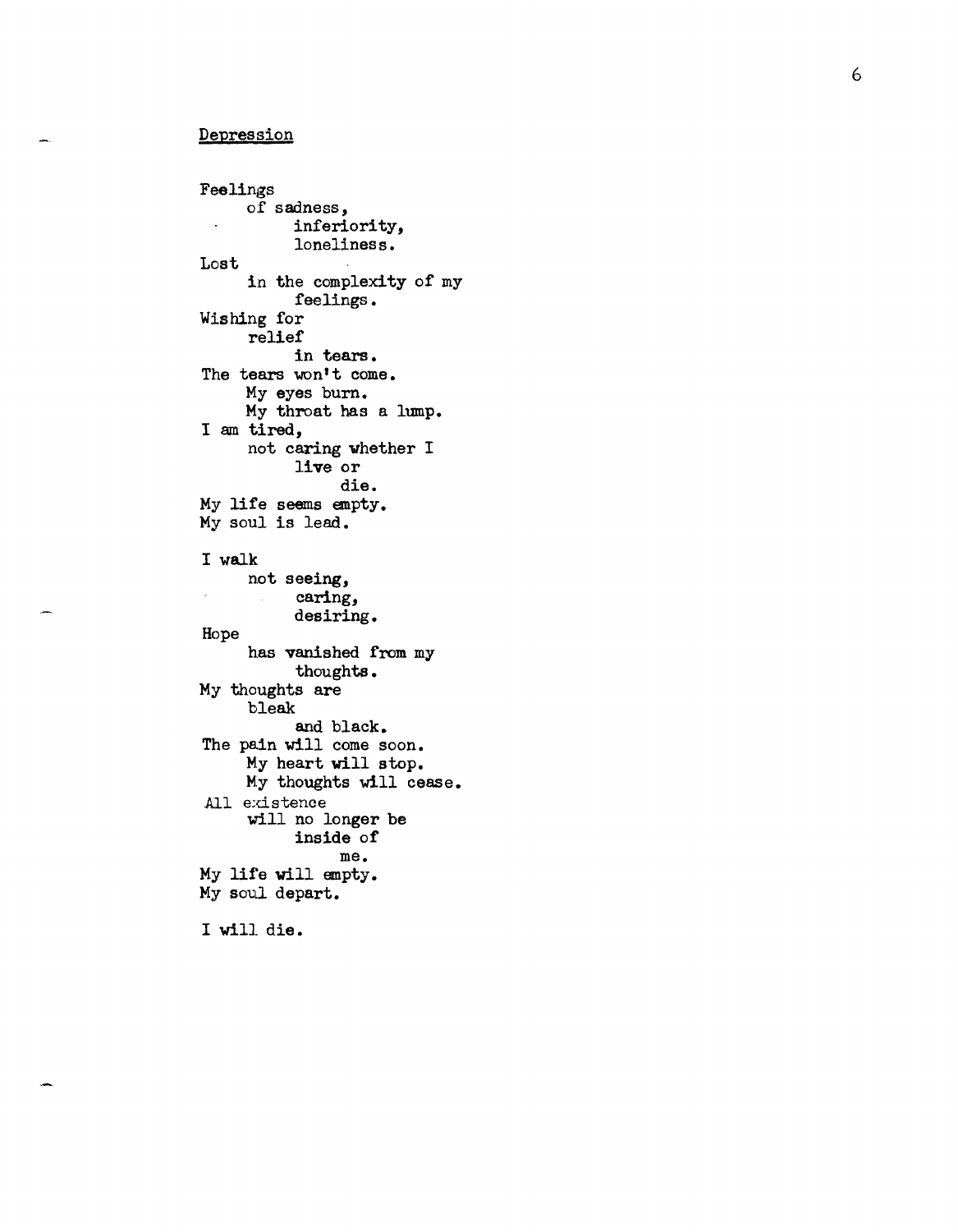Depression

Feelings
of sadness,
inferiority,
loneliness.
Lost
in the complexity of my
feelings.
Wishing for
relief
in tears.
The tears won't come.
My eyes burn.
My throat has a lump.
I am tired,
not caring whether I
live or
die.
My life seems empty.
My soul is lead.

I walk
not seeing,
caring,
desiring.
Hope
has vanished from my
thoughts.
My thoughts are
bleak
and black.
The pain will come soon.
My heart will stop.
My thoughts will cease.
All existence
will no longer be
inside of
me.
My life will empty.
My soul depart.

I will die.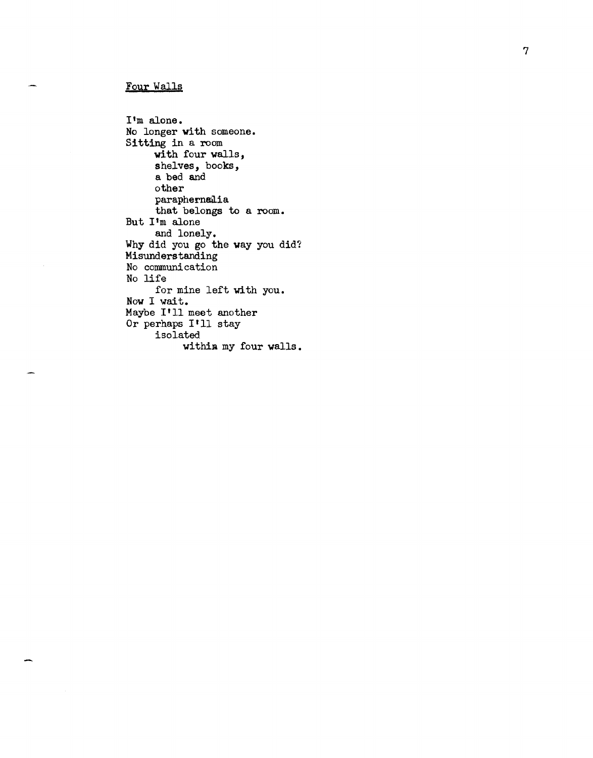Four Walls

I'm alone.  
No longer with someone.  
Sitting in a room  
&nbsp;&nbsp;&nbsp;&nbsp;with four walls,  
&nbsp;&nbsp;&nbsp;&nbsp;shelves, books,  
&nbsp;&nbsp;&nbsp;&nbsp;a bed and  
&nbsp;&nbsp;&nbsp;&nbsp;other  
&nbsp;&nbsp;&nbsp;&nbsp;paraphernalia  
&nbsp;&nbsp;&nbsp;&nbsp;that belongs to a room.  
But I'm alone  
&nbsp;&nbsp;&nbsp;&nbsp;and lonely.  
Why did you go the way you did?  
Misunderstanding  
No communication  
No life  
&nbsp;&nbsp;&nbsp;&nbsp;for mine left with you.  
Now I wait.  
Maybe I'll meet another  
Or perhaps I'll stay  
&nbsp;&nbsp;&nbsp;&nbsp;isolated  
&nbsp;&nbsp;&nbsp;&nbsp;&nbsp;&nbsp;&nbsp;&nbsp;within my four walls.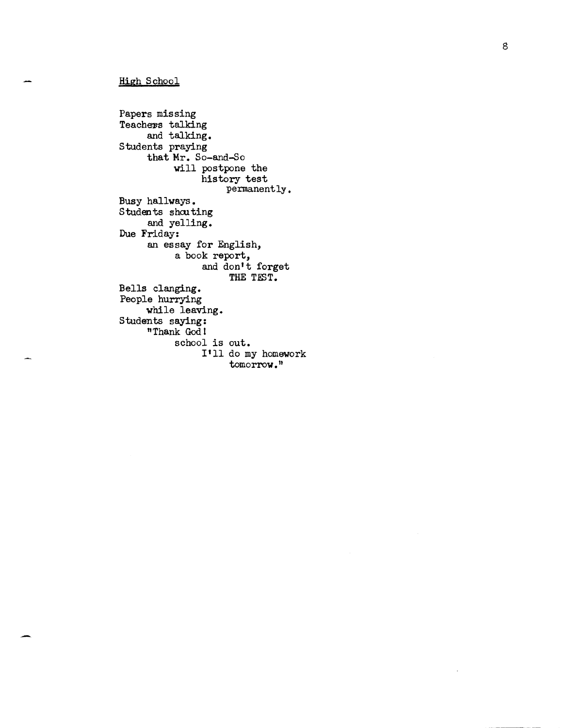## High School

Papers missing  
Teachers talking  
&nbsp;&nbsp;&nbsp;&nbsp;&nbsp;and talking.  
Students praying  
&nbsp;&nbsp;&nbsp;&nbsp;&nbsp;that Mr. So-and-So  
&nbsp;&nbsp;&nbsp;&nbsp;&nbsp;&nbsp;&nbsp;&nbsp;&nbsp;&nbsp;will postpone the  
&nbsp;&nbsp;&nbsp;&nbsp;&nbsp;&nbsp;&nbsp;&nbsp;&nbsp;&nbsp;&nbsp;&nbsp;&nbsp;&nbsp;&nbsp;history test  
&nbsp;&nbsp;&nbsp;&nbsp;&nbsp;&nbsp;&nbsp;&nbsp;&nbsp;&nbsp;&nbsp;&nbsp;&nbsp;&nbsp;&nbsp;&nbsp;&nbsp;&nbsp;&nbsp;&nbsp;permanently.  
Busy hallways.  
Students shouting  
&nbsp;&nbsp;&nbsp;&nbsp;&nbsp;and yelling.  
Due Friday:  
&nbsp;&nbsp;&nbsp;&nbsp;&nbsp;an essay for English,  
&nbsp;&nbsp;&nbsp;&nbsp;&nbsp;&nbsp;&nbsp;&nbsp;&nbsp;&nbsp;a book report,  
&nbsp;&nbsp;&nbsp;&nbsp;&nbsp;&nbsp;&nbsp;&nbsp;&nbsp;&nbsp;&nbsp;&nbsp;&nbsp;&nbsp;&nbsp;and don't forget  
&nbsp;&nbsp;&nbsp;&nbsp;&nbsp;&nbsp;&nbsp;&nbsp;&nbsp;&nbsp;&nbsp;&nbsp;&nbsp;&nbsp;&nbsp;&nbsp;&nbsp;&nbsp;&nbsp;&nbsp;THE TEST.  
Bells clanging.  
People hurrying  
&nbsp;&nbsp;&nbsp;&nbsp;&nbsp;while leaving.  
Students saying:  
&nbsp;&nbsp;&nbsp;&nbsp;&nbsp;"Thank God!  
&nbsp;&nbsp;&nbsp;&nbsp;&nbsp;&nbsp;&nbsp;&nbsp;&nbsp;&nbsp;school is out.  
&nbsp;&nbsp;&nbsp;&nbsp;&nbsp;&nbsp;&nbsp;&nbsp;&nbsp;&nbsp;&nbsp;&nbsp;&nbsp;&nbsp;&nbsp;I'll do my homework  
&nbsp;&nbsp;&nbsp;&nbsp;&nbsp;&nbsp;&nbsp;&nbsp;&nbsp;&nbsp;&nbsp;&nbsp;&nbsp;&nbsp;&nbsp;&nbsp;&nbsp;&nbsp;&nbsp;&nbsp;tomorrow."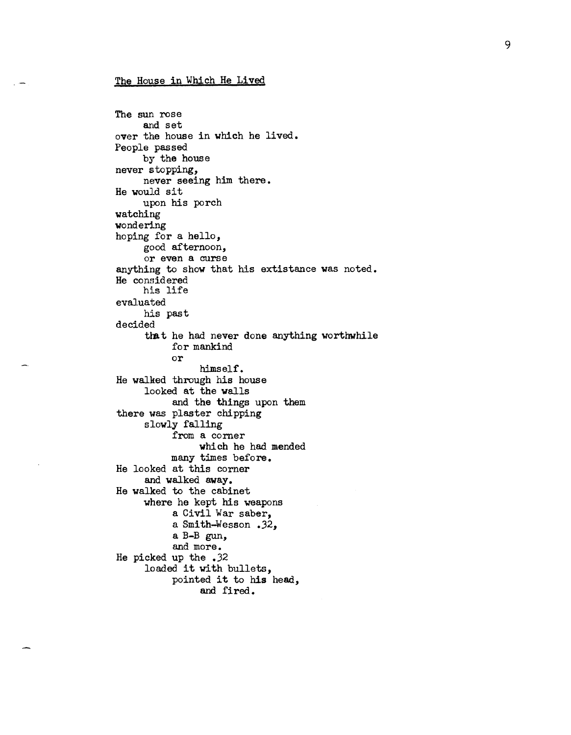## The House in Which He Lived

The sun rose
&nbsp;&nbsp;&nbsp;&nbsp;and set
over the house in which he lived.
People passed
&nbsp;&nbsp;&nbsp;&nbsp;by the house
never stopping,
&nbsp;&nbsp;&nbsp;&nbsp;never seeing him there.
He would sit
&nbsp;&nbsp;&nbsp;&nbsp;upon his porch
watching
wondering
hoping for a hello,
&nbsp;&nbsp;&nbsp;&nbsp;good afternoon,
&nbsp;&nbsp;&nbsp;&nbsp;or even a curse
anything to show that his extistance was noted.
He considered
&nbsp;&nbsp;&nbsp;&nbsp;his life
evaluated
&nbsp;&nbsp;&nbsp;&nbsp;his past
decided
&nbsp;&nbsp;&nbsp;&nbsp;that he had never done anything worthwhile
&nbsp;&nbsp;&nbsp;&nbsp;&nbsp;&nbsp;&nbsp;&nbsp;for mankind
&nbsp;&nbsp;&nbsp;&nbsp;&nbsp;&nbsp;&nbsp;&nbsp;or
&nbsp;&nbsp;&nbsp;&nbsp;&nbsp;&nbsp;&nbsp;&nbsp;&nbsp;&nbsp;&nbsp;&nbsp;himself.
He walked through his house
&nbsp;&nbsp;&nbsp;&nbsp;looked at the walls
&nbsp;&nbsp;&nbsp;&nbsp;&nbsp;&nbsp;&nbsp;&nbsp;and the things upon them
there was plaster chipping
&nbsp;&nbsp;&nbsp;&nbsp;slowly falling
&nbsp;&nbsp;&nbsp;&nbsp;&nbsp;&nbsp;&nbsp;&nbsp;from a corner
&nbsp;&nbsp;&nbsp;&nbsp;&nbsp;&nbsp;&nbsp;&nbsp;&nbsp;&nbsp;&nbsp;&nbsp;which he had mended
&nbsp;&nbsp;&nbsp;&nbsp;&nbsp;&nbsp;&nbsp;&nbsp;many times before.
He looked at this corner
&nbsp;&nbsp;&nbsp;&nbsp;and walked away.
He walked to the cabinet
&nbsp;&nbsp;&nbsp;&nbsp;where he kept his weapons
&nbsp;&nbsp;&nbsp;&nbsp;&nbsp;&nbsp;&nbsp;&nbsp;a Civil War saber,
&nbsp;&nbsp;&nbsp;&nbsp;&nbsp;&nbsp;&nbsp;&nbsp;a Smith-Wesson .32,
&nbsp;&nbsp;&nbsp;&nbsp;&nbsp;&nbsp;&nbsp;&nbsp;a B-B gun,
&nbsp;&nbsp;&nbsp;&nbsp;&nbsp;&nbsp;&nbsp;&nbsp;and more.
He picked up the .32
&nbsp;&nbsp;&nbsp;&nbsp;loaded it with bullets,
&nbsp;&nbsp;&nbsp;&nbsp;&nbsp;&nbsp;&nbsp;&nbsp;pointed it to his head,
&nbsp;&nbsp;&nbsp;&nbsp;&nbsp;&nbsp;&nbsp;&nbsp;&nbsp;&nbsp;&nbsp;&nbsp;and fired.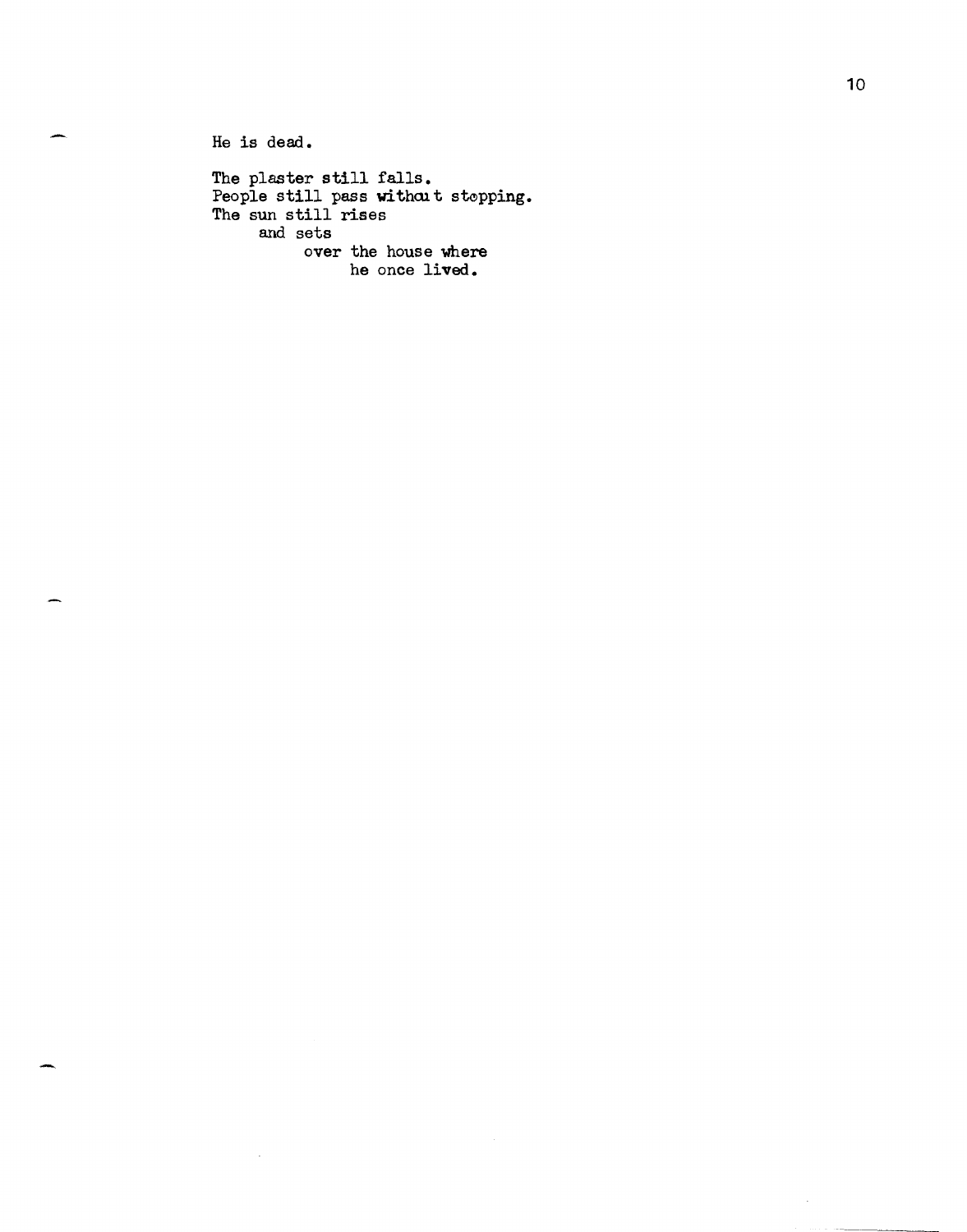He is dead.

The plaster still falls.
People still pass without stopping.
The sun still rises
     and sets
          over the house where
               he once lived.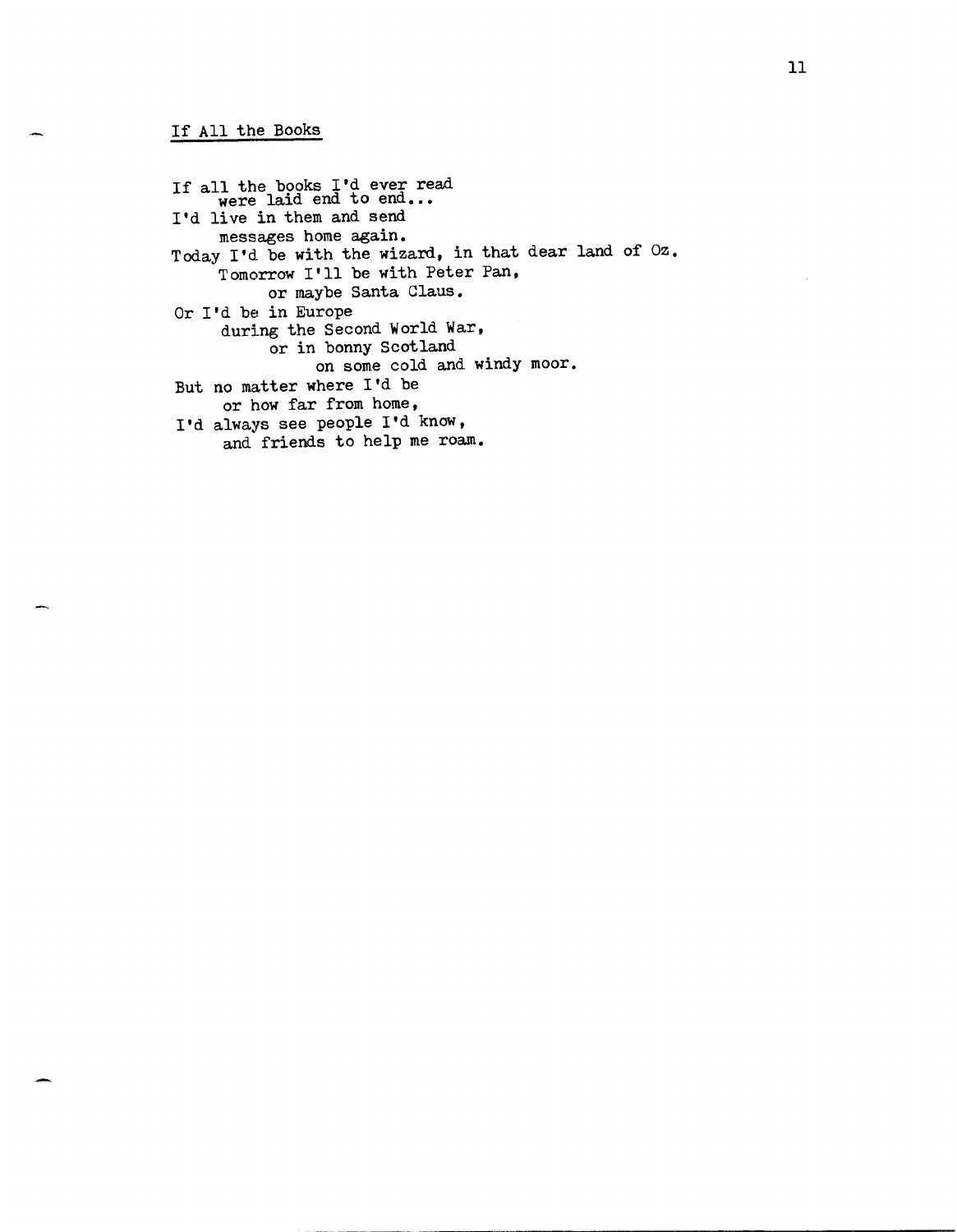## If All the Books

If all the books I'd ever read  
&nbsp;&nbsp;&nbsp;&nbsp;&nbsp;were laid end to end...  
I'd live in them and send  
&nbsp;&nbsp;&nbsp;&nbsp;&nbsp;messages home again.  
Today I'd be with the wizard, in that dear land of Oz.  
&nbsp;&nbsp;&nbsp;&nbsp;&nbsp;Tomorrow I'll be with Peter Pan,  
&nbsp;&nbsp;&nbsp;&nbsp;&nbsp;&nbsp;&nbsp;&nbsp;&nbsp;&nbsp;or maybe Santa Claus.  
Or I'd be in Europe  
&nbsp;&nbsp;&nbsp;&nbsp;&nbsp;during the Second World War,  
&nbsp;&nbsp;&nbsp;&nbsp;&nbsp;&nbsp;&nbsp;&nbsp;&nbsp;&nbsp;or in bonny Scotland  
&nbsp;&nbsp;&nbsp;&nbsp;&nbsp;&nbsp;&nbsp;&nbsp;&nbsp;&nbsp;&nbsp;&nbsp;&nbsp;&nbsp;&nbsp;on some cold and windy moor.  
But no matter where I'd be  
&nbsp;&nbsp;&nbsp;&nbsp;&nbsp;or how far from home,  
I'd always see people I'd know,  
&nbsp;&nbsp;&nbsp;&nbsp;&nbsp;and friends to help me roam.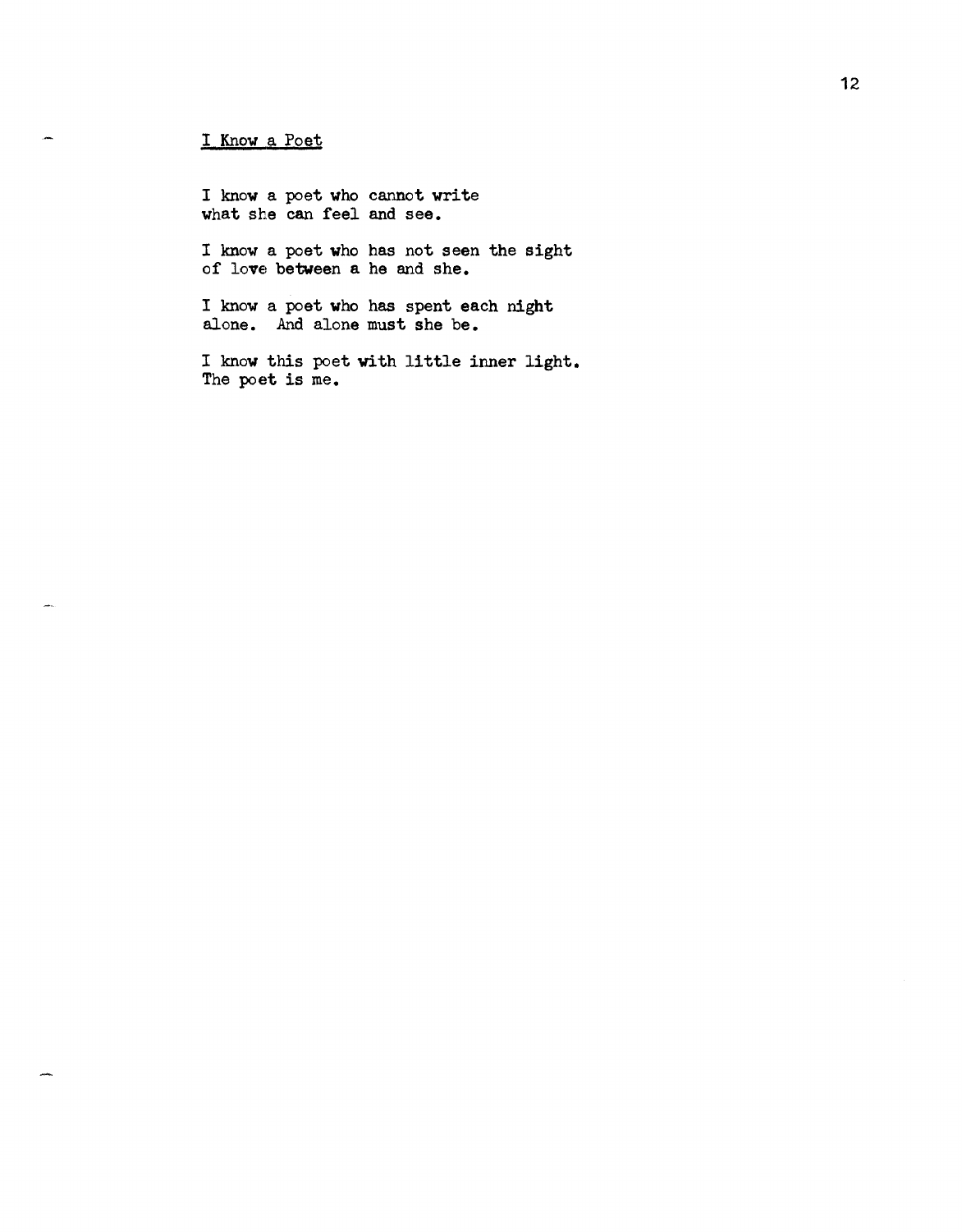## I Know a Poet

I know a poet who cannot write
what she can feel and see.

I know a poet who has not seen the sight
of love between a he and she.

I know a poet who has spent each night
alone. And alone must she be.

I know this poet with little inner light.
The poet is me.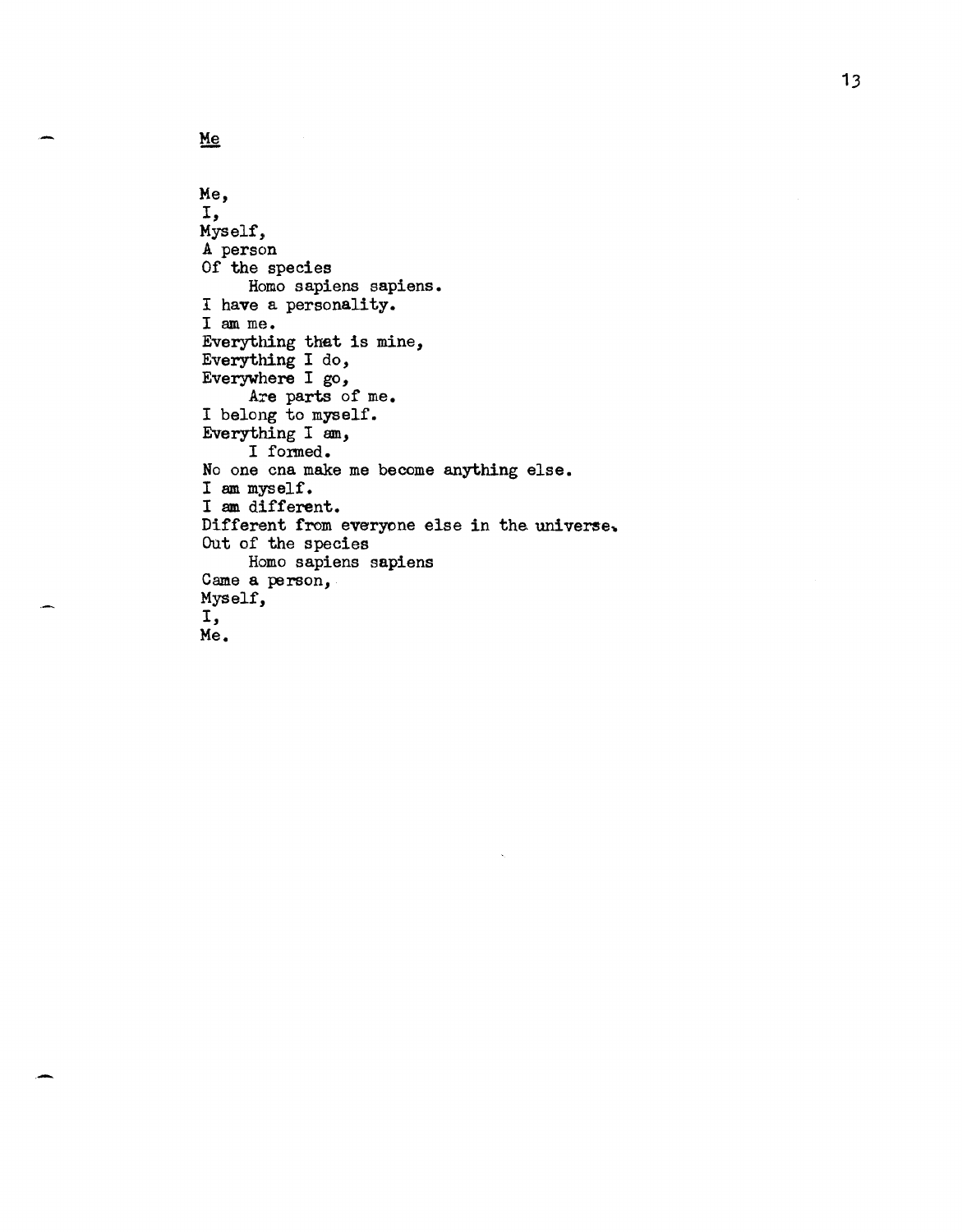## Me

Me,
I,
Myself,
A person
Of the species
     Homo sapiens sapiens.
I have a personality.
I am me.
Everything that is mine,
Everything I do,
Everywhere I go,
     Are parts of me.
I belong to myself.
Everything I am,
     I formed.
No one cna make me become anything else.
I am myself.
I am different.
Different from everyone else in the universe.
Out of the species
     Homo sapiens sapiens
Came a person,
Myself,
I,
Me.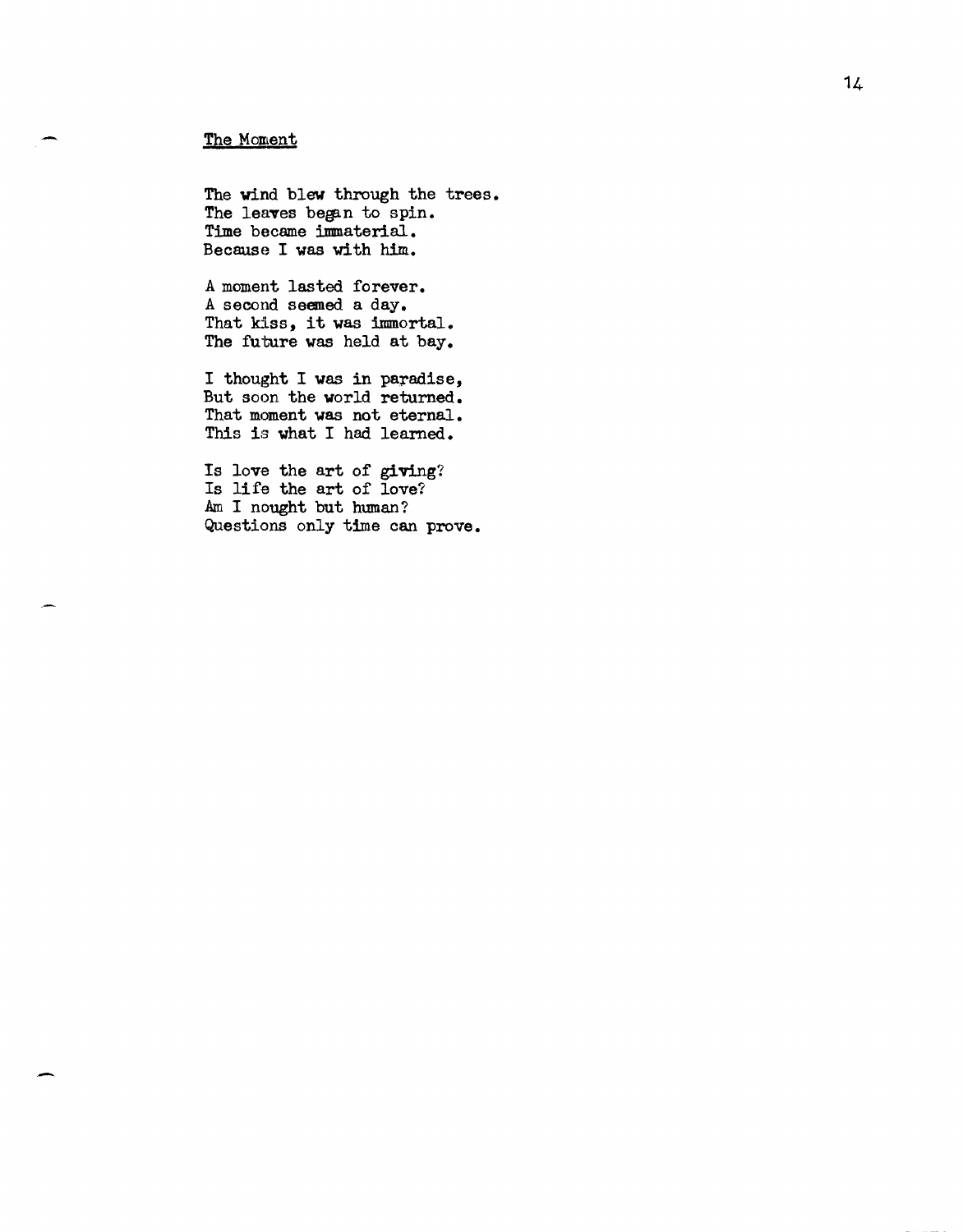## The Moment

The wind blew through the trees.
The leaves began to spin.
Time became immaterial.
Because I was with him.

A moment lasted forever.
A second seemed a day.
That kiss, it was immortal.
The future was held at bay.

I thought I was in paradise,
But soon the world returned.
That moment was not eternal.
This is what I had learned.

Is love the art of giving?
Is life the art of love?
Am I nought but human?
Questions only time can prove.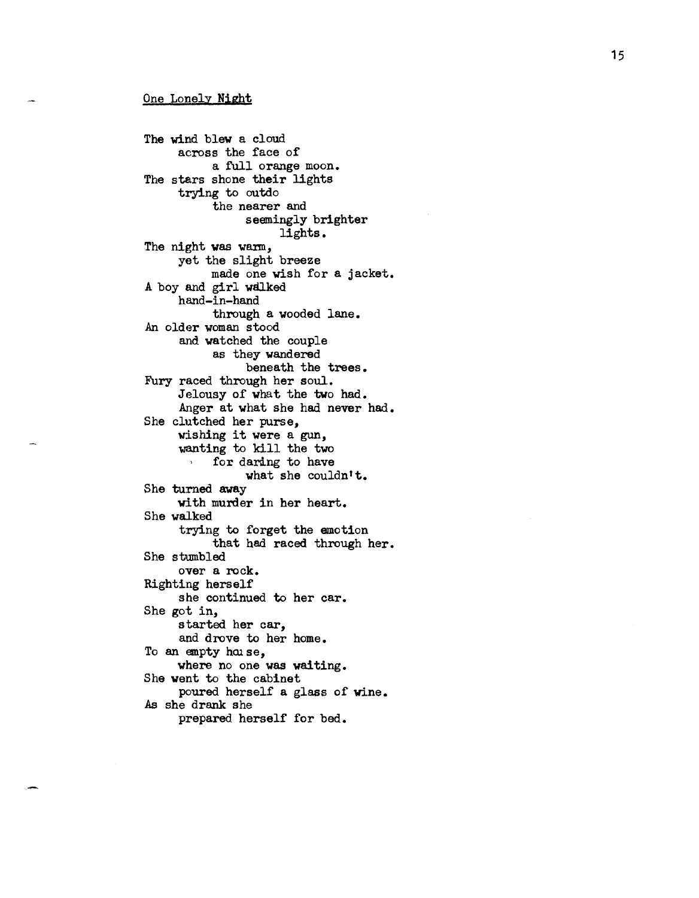One Lonely Night

The wind blew a cloud
across the face of
a full orange moon.
The stars shone their lights
trying to outdo
the nearer and
seemingly brighter
lights.
The night was warm,
yet the slight breeze
made one wish for a jacket.
A boy and girl walked
hand-in-hand
through a wooded lane.
An older woman stood
and watched the couple
as they wandered
beneath the trees.
Fury raced through her soul.
Jelousy of what the two had.
Anger at what she had never had.
She clutched her purse,
wishing it were a gun,
wanting to kill the two
for daring to have
what she couldn't.
She turned away
with murder in her heart.
She walked
trying to forget the emotion
that had raced through her.
She stumbled
over a rock.
Righting herself
she continued to her car.
She got in,
started her car,
and drove to her home.
To an empty house,
where no one was waiting.
She went to the cabinet
poured herself a glass of wine.
As she drank she
prepared herself for bed.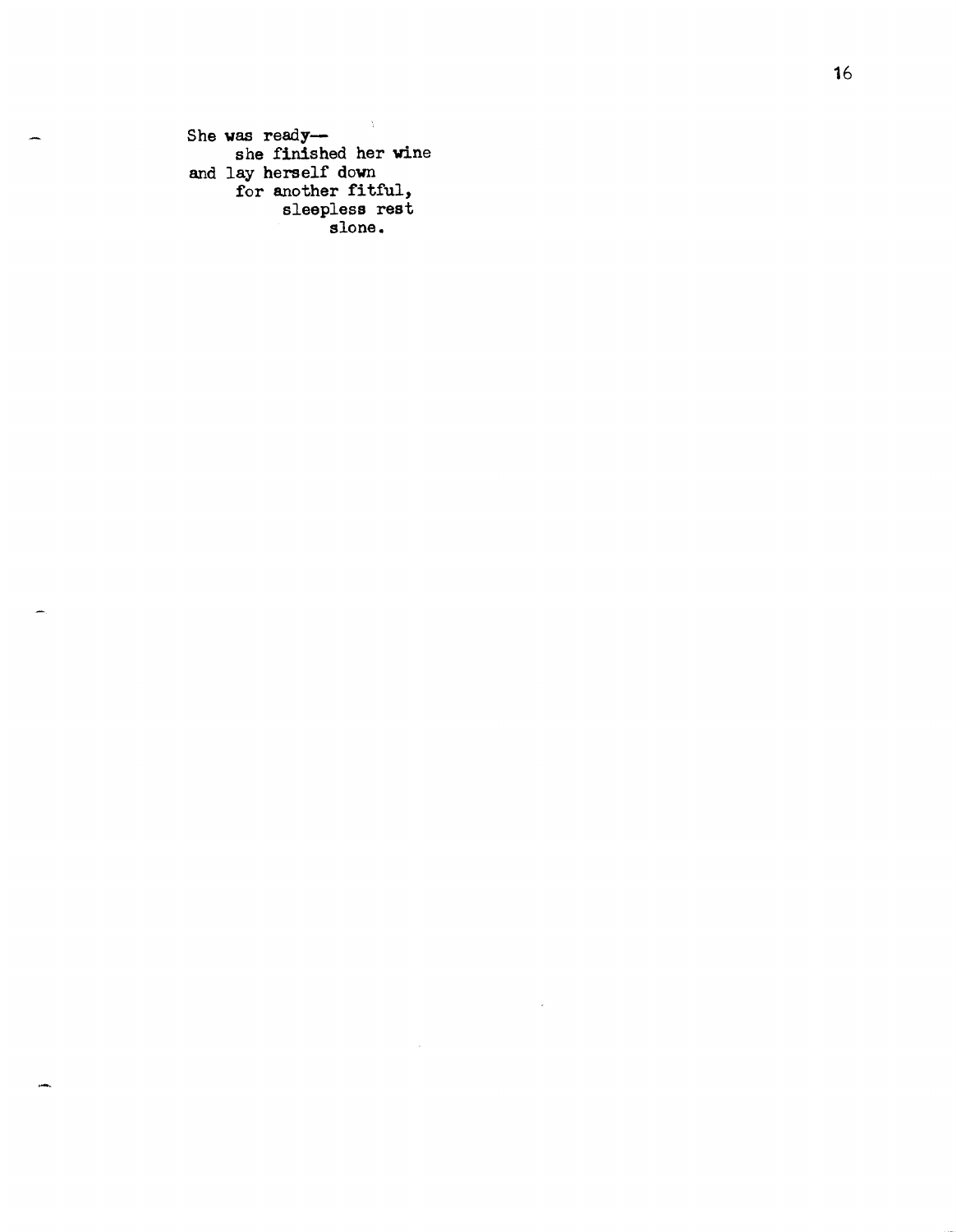She was ready—
&nbsp;&nbsp;&nbsp;&nbsp;&nbsp;she finished her wine
and lay herself down
&nbsp;&nbsp;&nbsp;&nbsp;&nbsp;for another fitful,
&nbsp;&nbsp;&nbsp;&nbsp;&nbsp;&nbsp;&nbsp;&nbsp;&nbsp;&nbsp;sleepless rest
&nbsp;&nbsp;&nbsp;&nbsp;&nbsp;&nbsp;&nbsp;&nbsp;&nbsp;&nbsp;&nbsp;&nbsp;&nbsp;&nbsp;&nbsp;slone.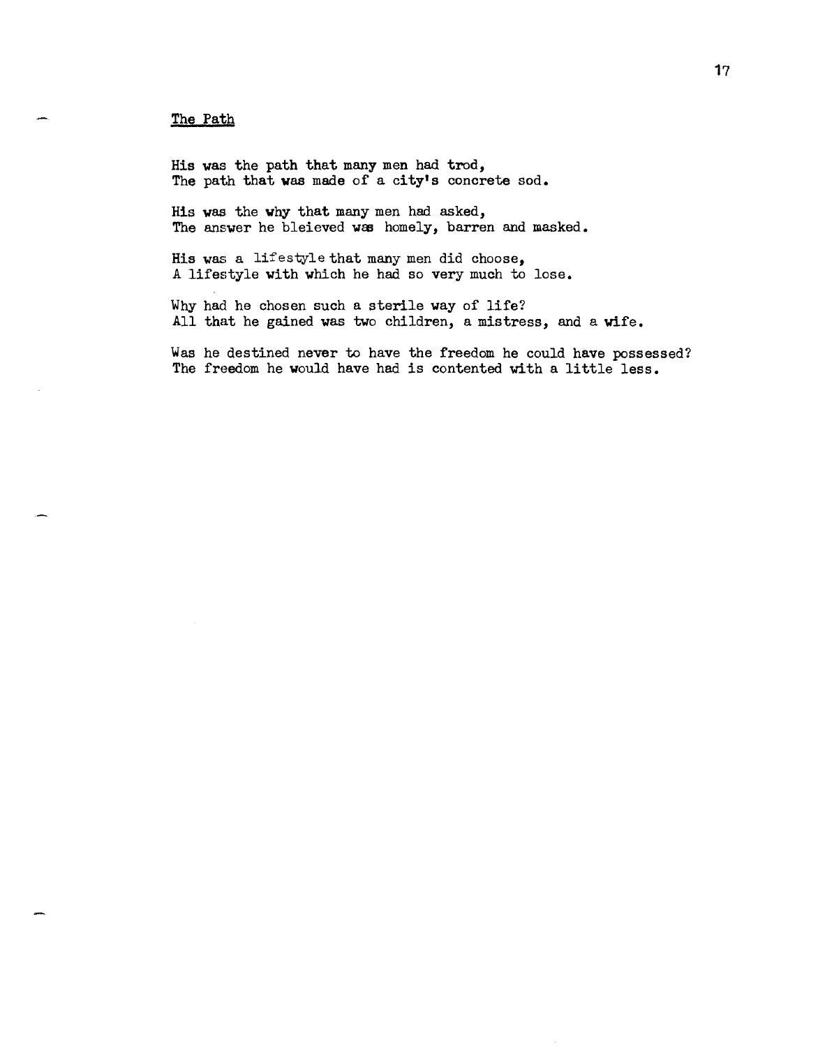The Path

His was the path that many men had trod,
The path that was made of a city's concrete sod.

His was the why that many men had asked,
The answer he bleieved was homely, barren and masked.

His was a lifestyle that many men did choose,
A lifestyle with which he had so very much to lose.

Why had he chosen such a sterile way of life?
All that he gained was two children, a mistress, and a wife.

Was he destined never to have the freedom he could have possessed?
The freedom he would have had is contented with a little less.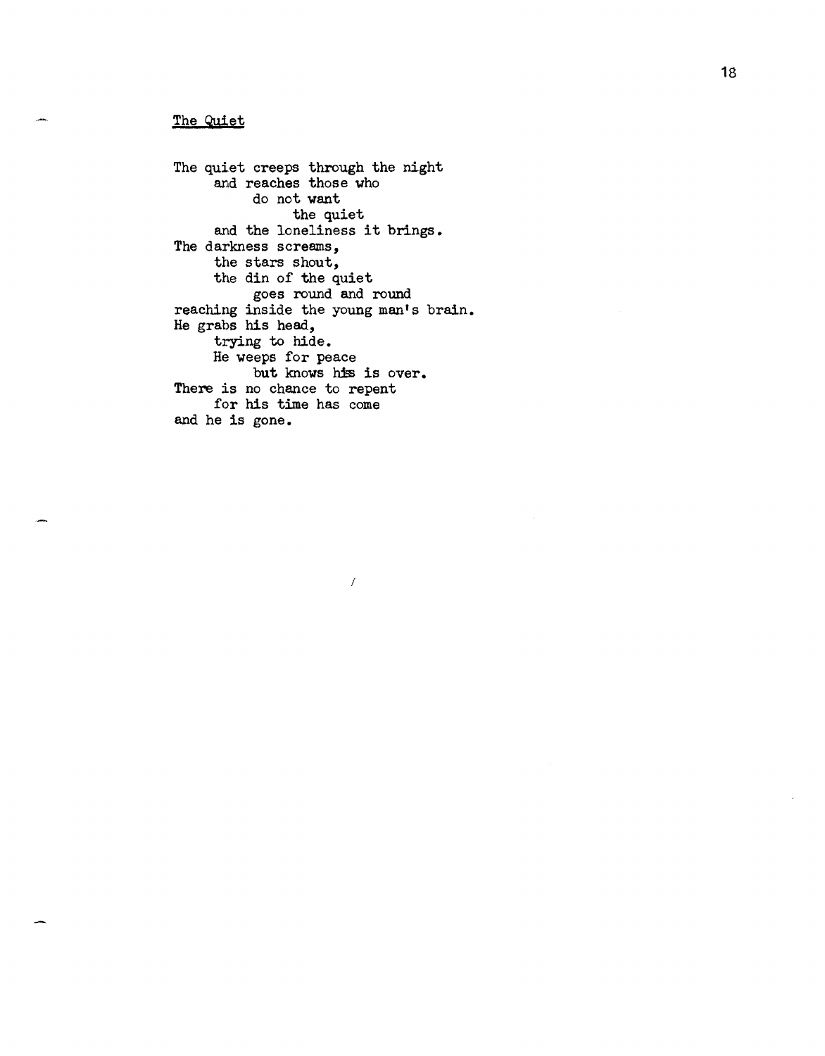## The Quiet

The quiet creeps through the night  
&nbsp;&nbsp;&nbsp;&nbsp;&nbsp;and reaches those who  
&nbsp;&nbsp;&nbsp;&nbsp;&nbsp;&nbsp;&nbsp;&nbsp;&nbsp;&nbsp;do not want  
&nbsp;&nbsp;&nbsp;&nbsp;&nbsp;&nbsp;&nbsp;&nbsp;&nbsp;&nbsp;&nbsp;&nbsp;&nbsp;&nbsp;&nbsp;the quiet  
&nbsp;&nbsp;&nbsp;&nbsp;&nbsp;and the loneliness it brings.  
The darkness screams,  
&nbsp;&nbsp;&nbsp;&nbsp;&nbsp;the stars shout,  
&nbsp;&nbsp;&nbsp;&nbsp;&nbsp;the din of the quiet  
&nbsp;&nbsp;&nbsp;&nbsp;&nbsp;&nbsp;&nbsp;&nbsp;&nbsp;&nbsp;goes round and round  
reaching inside the young man's brain.  
He grabs his head,  
&nbsp;&nbsp;&nbsp;&nbsp;&nbsp;trying to hide.  
&nbsp;&nbsp;&nbsp;&nbsp;&nbsp;He weeps for peace  
&nbsp;&nbsp;&nbsp;&nbsp;&nbsp;&nbsp;&nbsp;&nbsp;&nbsp;&nbsp;but knows his is over.  
There is no chance to repent  
&nbsp;&nbsp;&nbsp;&nbsp;&nbsp;for his time has come  
and he is gone.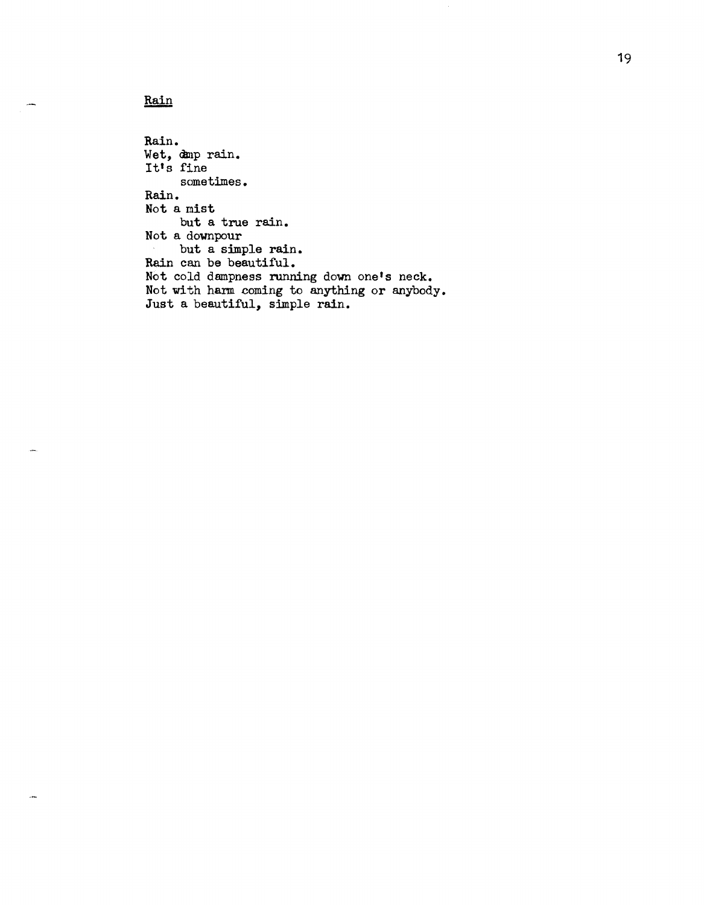## Rain

Rain.  
Wet, damp rain.  
It's fine  
&nbsp;&nbsp;&nbsp;&nbsp;&nbsp;sometimes.  
Rain.  
Not a mist  
&nbsp;&nbsp;&nbsp;&nbsp;&nbsp;but a true rain.  
Not a downpour  
&nbsp;&nbsp;&nbsp;&nbsp;&nbsp;but a simple rain.  
Rain can be beautiful.  
Not cold dampness running down one's neck.  
Not with harm coming to anything or anybody.  
Just a beautiful, simple rain.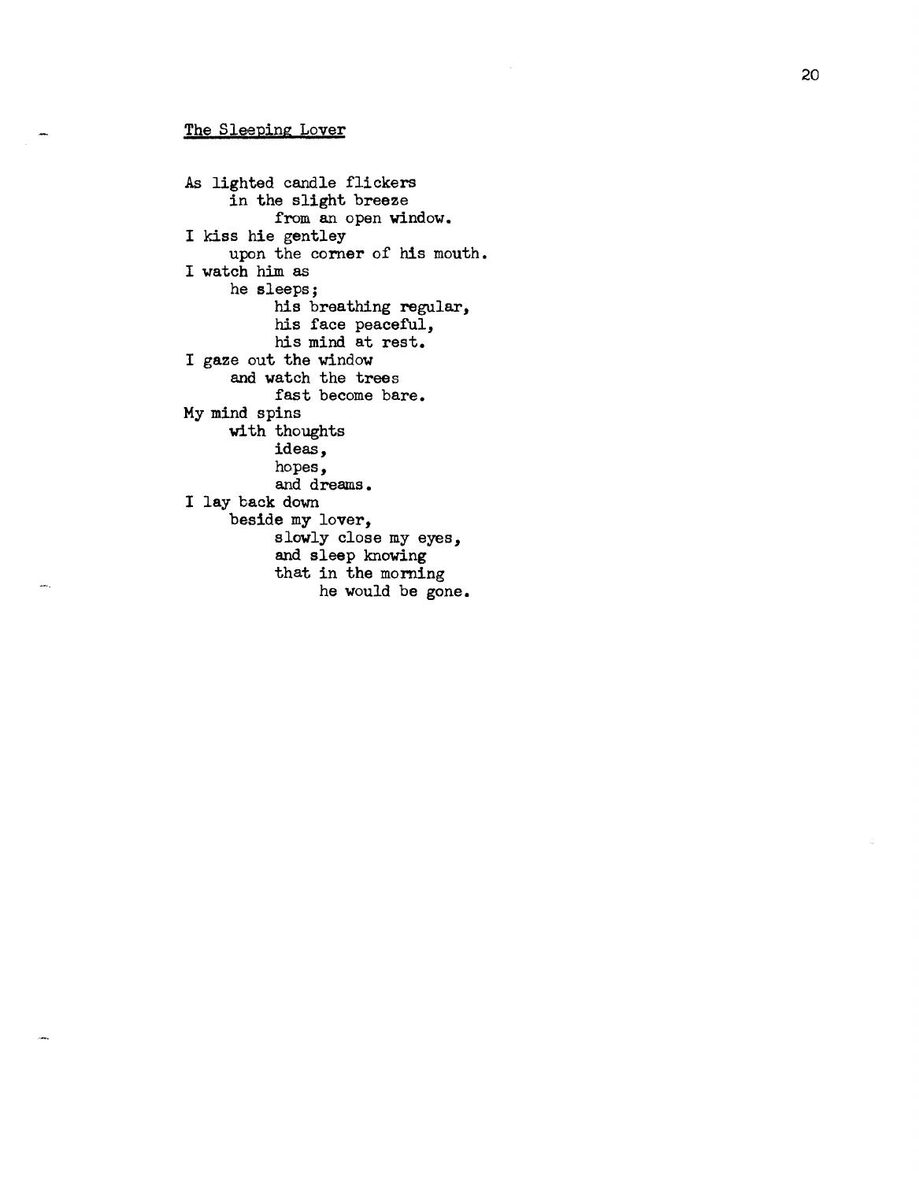The Sleeping Lover

As lighted candle flickers  
&nbsp;&nbsp;&nbsp;&nbsp;&nbsp;in the slight breeze  
&nbsp;&nbsp;&nbsp;&nbsp;&nbsp;&nbsp;&nbsp;&nbsp;&nbsp;&nbsp;from an open window.  
I kiss hie gentley  
&nbsp;&nbsp;&nbsp;&nbsp;&nbsp;upon the corner of his mouth.  
I watch him as  
&nbsp;&nbsp;&nbsp;&nbsp;&nbsp;he sleeps;  
&nbsp;&nbsp;&nbsp;&nbsp;&nbsp;&nbsp;&nbsp;&nbsp;&nbsp;&nbsp;his breathing regular,  
&nbsp;&nbsp;&nbsp;&nbsp;&nbsp;&nbsp;&nbsp;&nbsp;&nbsp;&nbsp;his face peaceful,  
&nbsp;&nbsp;&nbsp;&nbsp;&nbsp;&nbsp;&nbsp;&nbsp;&nbsp;&nbsp;his mind at rest.  
I gaze out the window  
&nbsp;&nbsp;&nbsp;&nbsp;&nbsp;and watch the trees  
&nbsp;&nbsp;&nbsp;&nbsp;&nbsp;&nbsp;&nbsp;&nbsp;&nbsp;&nbsp;fast become bare.  
My mind spins  
&nbsp;&nbsp;&nbsp;&nbsp;&nbsp;with thoughts  
&nbsp;&nbsp;&nbsp;&nbsp;&nbsp;&nbsp;&nbsp;&nbsp;&nbsp;&nbsp;ideas,  
&nbsp;&nbsp;&nbsp;&nbsp;&nbsp;&nbsp;&nbsp;&nbsp;&nbsp;&nbsp;hopes,  
&nbsp;&nbsp;&nbsp;&nbsp;&nbsp;&nbsp;&nbsp;&nbsp;&nbsp;&nbsp;and dreams.  
I lay back down  
&nbsp;&nbsp;&nbsp;&nbsp;&nbsp;beside my lover,  
&nbsp;&nbsp;&nbsp;&nbsp;&nbsp;&nbsp;&nbsp;&nbsp;&nbsp;&nbsp;slowly close my eyes,  
&nbsp;&nbsp;&nbsp;&nbsp;&nbsp;&nbsp;&nbsp;&nbsp;&nbsp;&nbsp;and sleep knowing  
&nbsp;&nbsp;&nbsp;&nbsp;&nbsp;&nbsp;&nbsp;&nbsp;&nbsp;&nbsp;that in the morning  
&nbsp;&nbsp;&nbsp;&nbsp;&nbsp;&nbsp;&nbsp;&nbsp;&nbsp;&nbsp;&nbsp;&nbsp;&nbsp;&nbsp;&nbsp;he would be gone.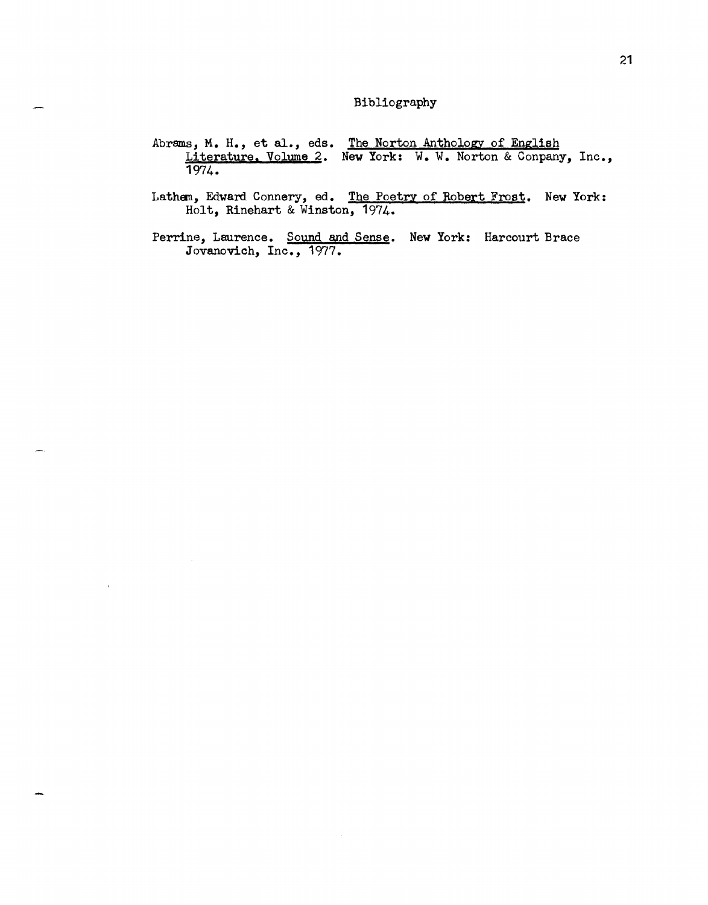# Bibliography

Abrams, M. H., et al., eds. The Norton Anthology of English Literature, Volume 2. New York: W. W. Norton & Conpany, Inc., 1974.

Lathem, Edward Connery, ed. The Poetry of Robert Frost. New York: Holt, Rinehart & Winston, 1974.

Perrine, Laurence. Sound and Sense. New York: Harcourt Brace Jovanovich, Inc., 1977.